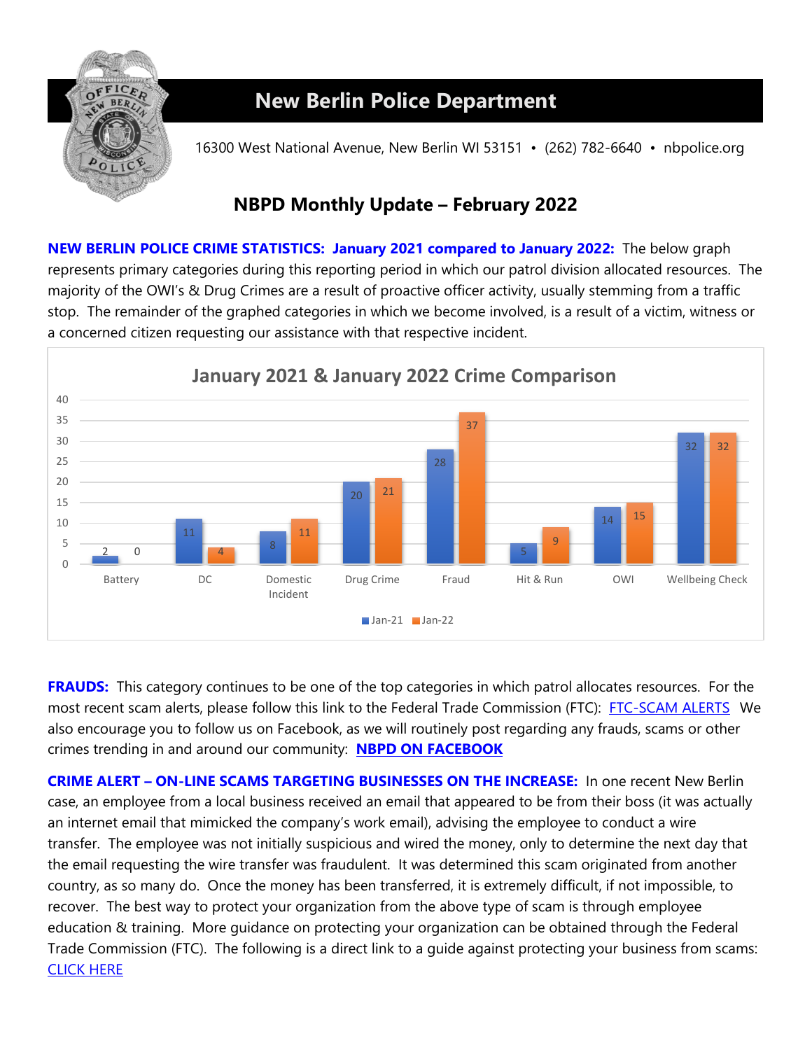# New Berlin Police Department

16300 West National Avenue, New Berlin WI 53151 • (262) 782-6640 • nbpolice.org

## NBPD Monthly Update – February 2022

**NEW BERLIN POLICE CRIME STATISTICS: January 2021 compared to January 2022:** The below graph represents primary categories during this reporting period in which our patrol division allocated resources. The majority of the OWI's & Drug Crimes are a result of proactive officer activity, usually stemming from a traffic stop. The remainder of the graphed categories in which we become involved, is a result of a victim, witness or a concerned citizen requesting our assistance with that respective incident.

January 2021 & January 2022 Crime Comparison

40
35
30
25
20
15
10
5
0

Battery: 2, 0
DC: 11, 4
Domestic Incident: 8, 11
Drug Crime: 20, 21
Fraud: 28, 37
Hit & Run: 5, 9
OWI: 14, 15
Wellbeing Check: 32, 32

Jan-21 Jan-22

**FRAUDS:** This category continues to be one of the top categories in which patrol allocates resources. For the most recent scam alerts, please follow this link to the Federal Trade Commission (FTC): FTC-SCAM ALERTS We also encourage you to follow us on Facebook, as we will routinely post regarding any frauds, scams or other crimes trending in and around our community: **NBPD ON FACEBOOK**

**CRIME ALERT – ON-LINE SCAMS TARGETING BUSINESSES ON THE INCREASE:** In one recent New Berlin case, an employee from a local business received an email that appeared to be from their boss (it was actually an internet email that mimicked the company's work email), advising the employee to conduct a wire transfer. The employee was not initially suspicious and wired the money, only to determine the next day that the email requesting the wire transfer was fraudulent. It was determined this scam originated from another country, as so many do. Once the money has been transferred, it is extremely difficult, if not impossible, to recover. The best way to protect your organization from the above type of scam is through employee education & training. More guidance on protecting your organization can be obtained through the Federal Trade Commission (FTC). The following is a direct link to a guide against protecting your business from scams: CLICK HERE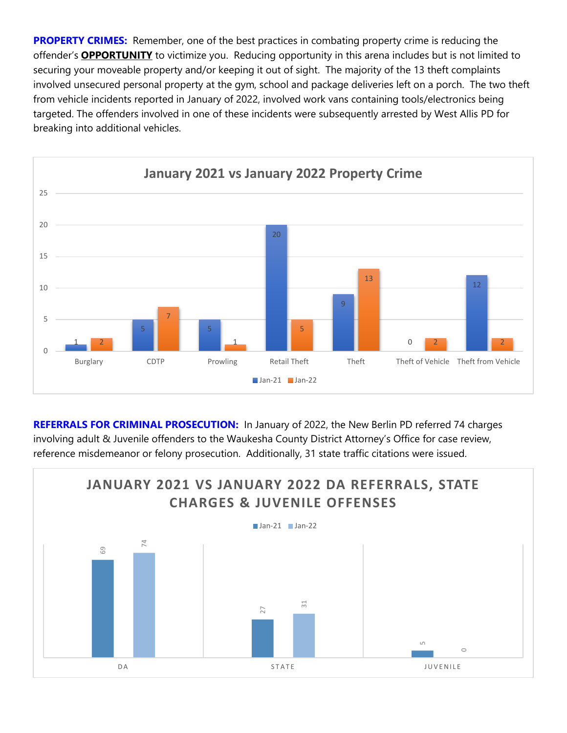**PROPERTY CRIMES:** Remember, one of the best practices in combating property crime is reducing the offender's **OPPORTUNITY** to victimize you. Reducing opportunity in this arena includes but is not limited to securing your moveable property and/or keeping it out of sight. The majority of the 13 theft complaints involved unsecured personal property at the gym, school and package deliveries left on a porch. The two theft from vehicle incidents reported in January of 2022, involved work vans containing tools/electronics being targeted. The offenders involved in one of these incidents were subsequently arrested by West Allis PD for breaking into additional vehicles.

January 2021 vs January 2022 Property Crime

25
20
15
10
5
0

1 2
5 7
5 1
20 5
9 13
0 2
12 2

Burglary
CDTP
Prowling
Retail Theft
Theft
Theft of Vehicle
Theft from Vehicle

Jan-21 Jan-22

**REFERRALS FOR CRIMINAL PROSECUTION:** In January of 2022, the New Berlin PD referred 74 charges involving adult & Juvenile offenders to the Waukesha County District Attorney's Office for case review, reference misdemeanor or felony prosecution. Additionally, 31 state traffic citations were issued.

JANUARY 2021 VS JANUARY 2022 DA REFERRALS, STATE CHARGES & JUVENILE OFFENSES

Jan-21 Jan-22

69 74
27 31
5 0

DA
STATE
JUVENILE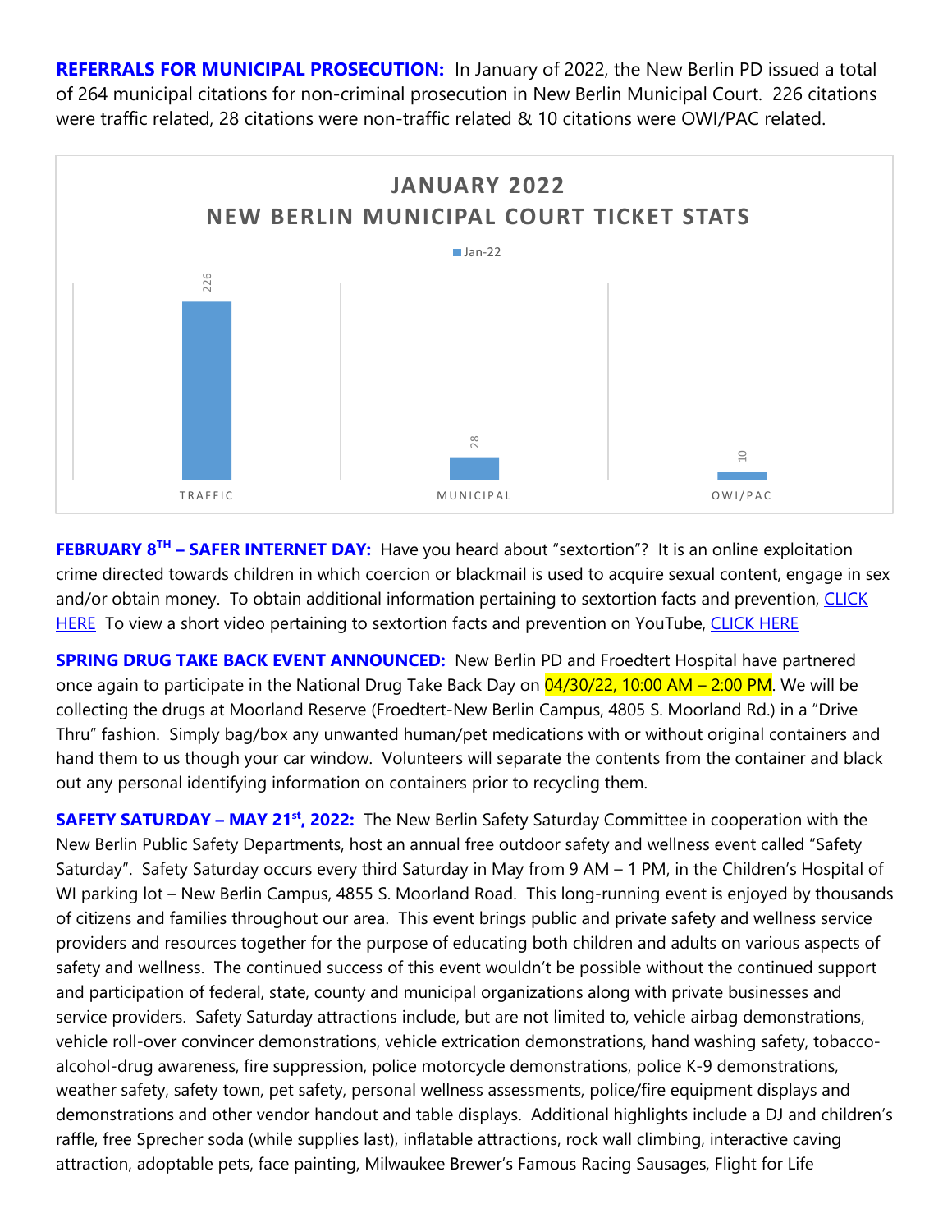**REFERRALS FOR MUNICIPAL PROSECUTION:** In January of 2022, the New Berlin PD issued a total of 264 municipal citations for non-criminal prosecution in New Berlin Municipal Court. 226 citations were traffic related, 28 citations were non-traffic related & 10 citations were OWI/PAC related.

**JANUARY 2022 NEW BERLIN MUNICIPAL COURT TICKET STATS**

| | Jan-22 |
| --- | --- |
| TRAFFIC | 226 |
| MUNICIPAL | 28 |
| OWI/PAC | 10 |

**FEBRUARY 8[TH] – SAFER INTERNET DAY:** Have you heard about "sextortion"? It is an online exploitation crime directed towards children in which coercion or blackmail is used to acquire sexual content, engage in sex and/or obtain money. To obtain additional information pertaining to sextortion facts and prevention, CLICK HERE To view a short video pertaining to sextortion facts and prevention on YouTube, CLICK HERE

**SPRING DRUG TAKE BACK EVENT ANNOUNCED:** New Berlin PD and Froedtert Hospital have partnered once again to participate in the National Drug Take Back Day on 04/30/22, 10:00 AM – 2:00 PM. We will be collecting the drugs at Moorland Reserve (Froedtert-New Berlin Campus, 4805 S. Moorland Rd.) in a "Drive Thru" fashion. Simply bag/box any unwanted human/pet medications with or without original containers and hand them to us though your car window. Volunteers will separate the contents from the container and black out any personal identifying information on containers prior to recycling them.

**SAFETY SATURDAY – MAY 21[st], 2022:** The New Berlin Safety Saturday Committee in cooperation with the New Berlin Public Safety Departments, host an annual free outdoor safety and wellness event called "Safety Saturday". Safety Saturday occurs every third Saturday in May from 9 AM – 1 PM, in the Children's Hospital of WI parking lot – New Berlin Campus, 4855 S. Moorland Road. This long-running event is enjoyed by thousands of citizens and families throughout our area. This event brings public and private safety and wellness service providers and resources together for the purpose of educating both children and adults on various aspects of safety and wellness. The continued success of this event wouldn't be possible without the continued support and participation of federal, state, county and municipal organizations along with private businesses and service providers. Safety Saturday attractions include, but are not limited to, vehicle airbag demonstrations, vehicle roll-over convincer demonstrations, vehicle extrication demonstrations, hand washing safety, tobacco-alcohol-drug awareness, fire suppression, police motorcycle demonstrations, police K-9 demonstrations, weather safety, safety town, pet safety, personal wellness assessments, police/fire equipment displays and demonstrations and other vendor handout and table displays. Additional highlights include a DJ and children's raffle, free Sprecher soda (while supplies last), inflatable attractions, rock wall climbing, interactive caving attraction, adoptable pets, face painting, Milwaukee Brewer's Famous Racing Sausages, Flight for Life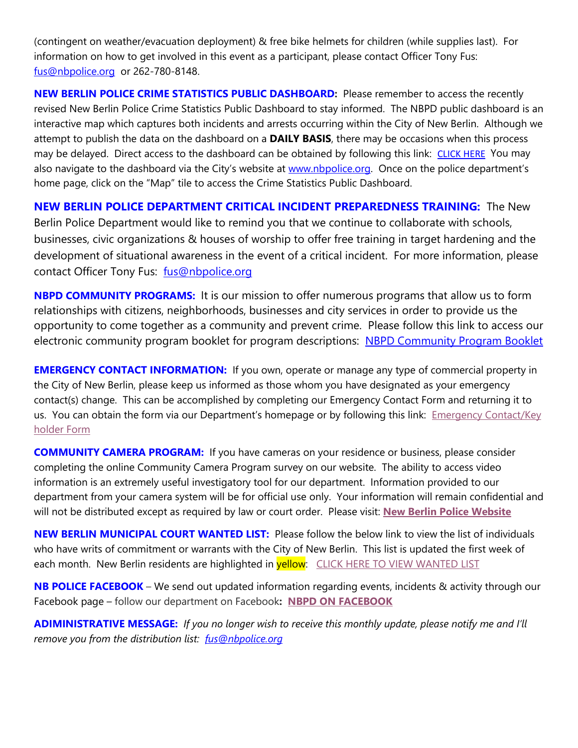(contingent on weather/evacuation deployment) & free bike helmets for children (while supplies last). For information on how to get involved in this event as a participant, please contact Officer Tony Fus: fus@nbpolice.org or 262-780-8148.

**NEW BERLIN POLICE CRIME STATISTICS PUBLIC DASHBOARD:** Please remember to access the recently revised New Berlin Police Crime Statistics Public Dashboard to stay informed. The NBPD public dashboard is an interactive map which captures both incidents and arrests occurring within the City of New Berlin. Although we attempt to publish the data on the dashboard on a **DAILY BASIS**, there may be occasions when this process may be delayed. Direct access to the dashboard can be obtained by following this link: CLICK HERE You may also navigate to the dashboard via the City's website at www.nbpolice.org. Once on the police department's home page, click on the "Map" tile to access the Crime Statistics Public Dashboard.

**NEW BERLIN POLICE DEPARTMENT CRITICAL INCIDENT PREPAREDNESS TRAINING:** The New Berlin Police Department would like to remind you that we continue to collaborate with schools, businesses, civic organizations & houses of worship to offer free training in target hardening and the development of situational awareness in the event of a critical incident. For more information, please contact Officer Tony Fus: fus@nbpolice.org

**NBPD COMMUNITY PROGRAMS:** It is our mission to offer numerous programs that allow us to form relationships with citizens, neighborhoods, businesses and city services in order to provide us the opportunity to come together as a community and prevent crime. Please follow this link to access our electronic community program booklet for program descriptions: NBPD Community Program Booklet

**EMERGENCY CONTACT INFORMATION:** If you own, operate or manage any type of commercial property in the City of New Berlin, please keep us informed as those whom you have designated as your emergency contact(s) change. This can be accomplished by completing our Emergency Contact Form and returning it to us. You can obtain the form via our Department's homepage or by following this link: Emergency Contact/Key holder Form

**COMMUNITY CAMERA PROGRAM:** If you have cameras on your residence or business, please consider completing the online Community Camera Program survey on our website. The ability to access video information is an extremely useful investigatory tool for our department. Information provided to our department from your camera system will be for official use only. Your information will remain confidential and will not be distributed except as required by law or court order. Please visit: **New Berlin Police Website**

**NEW BERLIN MUNICIPAL COURT WANTED LIST:** Please follow the below link to view the list of individuals who have writs of commitment or warrants with the City of New Berlin. This list is updated the first week of each month. New Berlin residents are highlighted in yellow: CLICK HERE TO VIEW WANTED LIST

**NB POLICE FACEBOOK** – We send out updated information regarding events, incidents & activity through our Facebook page – follow our department on Facebook**:** **NBPD ON FACEBOOK**

**ADIMINISTRATIVE MESSAGE:** *If you no longer wish to receive this monthly update, please notify me and I'll remove you from the distribution list: fus@nbpolice.org*